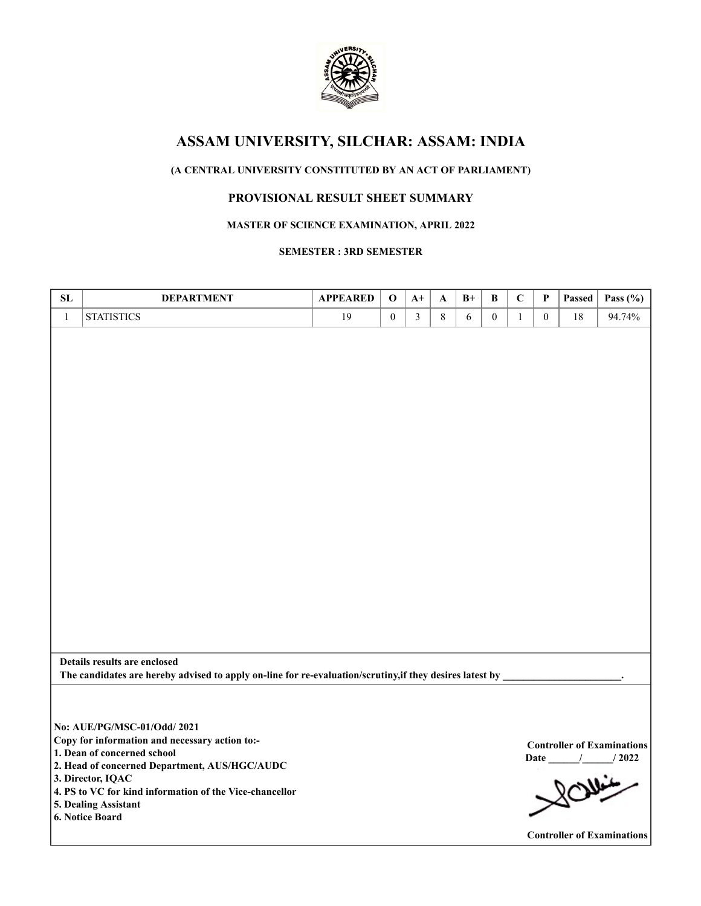# ASSAM UNIVERSITY, SILCHAR: ASSAM: INDIA

**(A CENTRAL UNIVERSITY CONSTITUTED BY AN ACT OF PARLIAMENT)**

**PROVISIONAL RESULT SHEET SUMMARY**

**MASTER OF SCIENCE EXAMINATION, APRIL 2022**

**SEMESTER : 3RD SEMESTER**

| SL | DEPARTMENT | APPEARED | O | A+ | A | B+ | B | C | P | Passed | Pass (%) |
|---|---|---|---|---|---|---|---|---|---|---|---|
| 1 | STATISTICS | 19 | 0 | 3 | 8 | 6 | 0 | 1 | 0 | 18 | 94.74% |

**Details results are enclosed**
**The candidates are hereby advised to apply on-line for re-evaluation/scrutiny,if they desires latest by \_\_\_\_\_\_\_\_\_\_\_\_\_\_\_\_\_\_\_\_\_\_\_.**

**No: AUE/PG/MSC-01/Odd/ 2021**
**Copy for information and necessary action to:-**
**1. Dean of concerned school**
**2. Head of concerned Department, AUS/HGC/AUDC**
**3. Director, IQAC**
**4. PS to VC for kind information of the Vice-chancellor**
**5. Dealing Assistant**
**6. Notice Board**

**Controller of Examinations**
**Date \_\_\_\_\_\_/\_\_\_\_\_\_/ 2022**

**Controller of Examinations**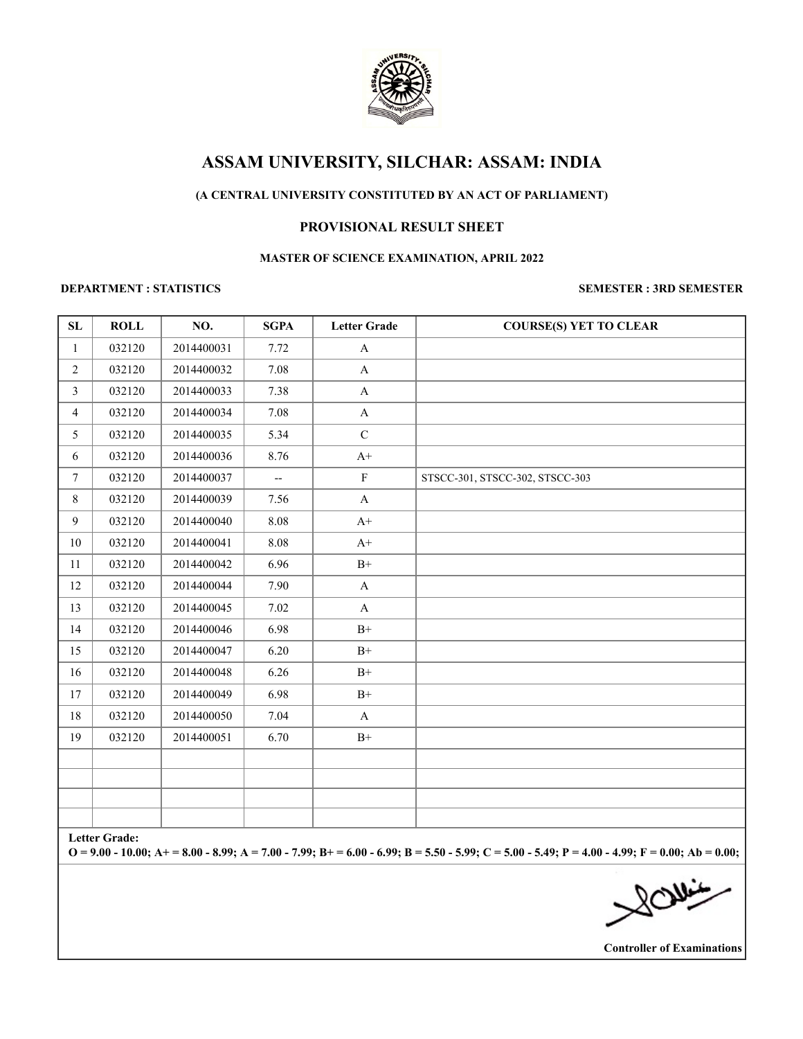# ASSAM UNIVERSITY, SILCHAR: ASSAM: INDIA

**(A CENTRAL UNIVERSITY CONSTITUTED BY AN ACT OF PARLIAMENT)**

## PROVISIONAL RESULT SHEET

**MASTER OF SCIENCE EXAMINATION, APRIL 2022**

**DEPARTMENT : STATISTICS** **SEMESTER : 3RD SEMESTER**

| SL | ROLL | NO. | SGPA | Letter Grade | COURSE(S) YET TO CLEAR |
|---|---|---|---|---|---|
| 1 | 032120 | 2014400031 | 7.72 | A | |
| 2 | 032120 | 2014400032 | 7.08 | A | |
| 3 | 032120 | 2014400033 | 7.38 | A | |
| 4 | 032120 | 2014400034 | 7.08 | A | |
| 5 | 032120 | 2014400035 | 5.34 | C | |
| 6 | 032120 | 2014400036 | 8.76 | A+ | |
| 7 | 032120 | 2014400037 | -- | F | STSCC-301, STSCC-302, STSCC-303 |
| 8 | 032120 | 2014400039 | 7.56 | A | |
| 9 | 032120 | 2014400040 | 8.08 | A+ | |
| 10 | 032120 | 2014400041 | 8.08 | A+ | |
| 11 | 032120 | 2014400042 | 6.96 | B+ | |
| 12 | 032120 | 2014400044 | 7.90 | A | |
| 13 | 032120 | 2014400045 | 7.02 | A | |
| 14 | 032120 | 2014400046 | 6.98 | B+ | |
| 15 | 032120 | 2014400047 | 6.20 | B+ | |
| 16 | 032120 | 2014400048 | 6.26 | B+ | |
| 17 | 032120 | 2014400049 | 6.98 | B+ | |
| 18 | 032120 | 2014400050 | 7.04 | A | |
| 19 | 032120 | 2014400051 | 6.70 | B+ | |

**Letter Grade:**
**O = 9.00 - 10.00; A+ = 8.00 - 8.99; A = 7.00 - 7.99; B+ = 6.00 - 6.99; B = 5.50 - 5.99; C = 5.00 - 5.49; P = 4.00 - 4.99; F = 0.00; Ab = 0.00;**

**Controller of Examinations**